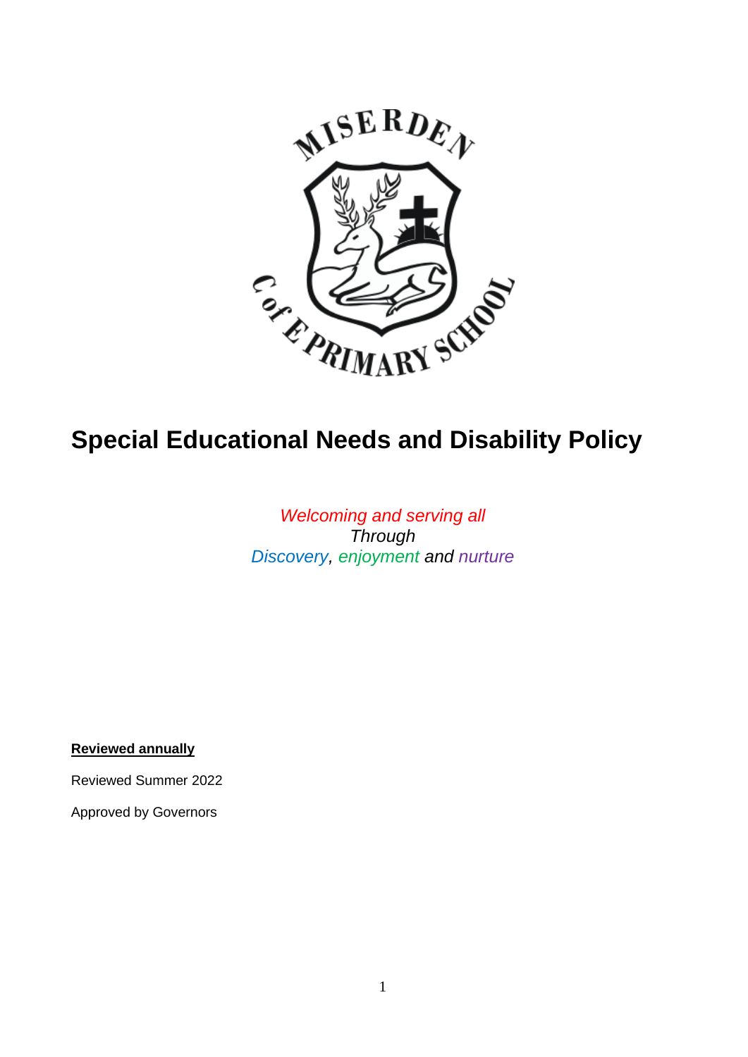# Special Educational Needs and Disability Policy

*Welcoming and serving all*
*Through*
*Discovery, enjoyment and nurture*

**Reviewed annually**

Reviewed Summer 2022

Approved by Governors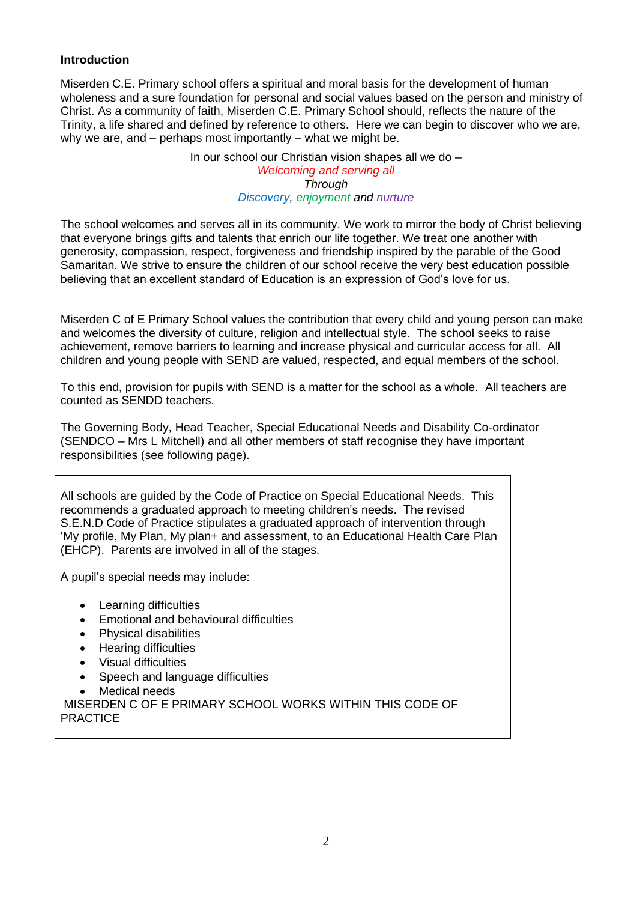**Introduction**

Miserden C.E. Primary school offers a spiritual and moral basis for the development of human wholeness and a sure foundation for personal and social values based on the person and ministry of Christ. As a community of faith, Miserden C.E. Primary School should, reflects the nature of the Trinity, a life shared and defined by reference to others. Here we can begin to discover who we are, why we are, and – perhaps most importantly – what we might be.

In our school our Christian vision shapes all we do –
*Welcoming and serving all*
*Through*
*Discovery, enjoyment and nurture*

The school welcomes and serves all in its community. We work to mirror the body of Christ believing that everyone brings gifts and talents that enrich our life together. We treat one another with generosity, compassion, respect, forgiveness and friendship inspired by the parable of the Good Samaritan. We strive to ensure the children of our school receive the very best education possible believing that an excellent standard of Education is an expression of God's love for us.

Miserden C of E Primary School values the contribution that every child and young person can make and welcomes the diversity of culture, religion and intellectual style. The school seeks to raise achievement, remove barriers to learning and increase physical and curricular access for all. All children and young people with SEND are valued, respected, and equal members of the school.

To this end, provision for pupils with SEND is a matter for the school as a whole. All teachers are counted as SENDD teachers.

The Governing Body, Head Teacher, Special Educational Needs and Disability Co-ordinator (SENDCO – Mrs L Mitchell) and all other members of staff recognise they have important responsibilities (see following page).

All schools are guided by the Code of Practice on Special Educational Needs. This recommends a graduated approach to meeting children's needs. The revised S.E.N.D Code of Practice stipulates a graduated approach of intervention through 'My profile, My Plan, My plan+ and assessment, to an Educational Health Care Plan (EHCP). Parents are involved in all of the stages.

A pupil's special needs may include:

- Learning difficulties
- Emotional and behavioural difficulties
- Physical disabilities
- Hearing difficulties
- Visual difficulties
- Speech and language difficulties
- Medical needs

MISERDEN C OF E PRIMARY SCHOOL WORKS WITHIN THIS CODE OF PRACTICE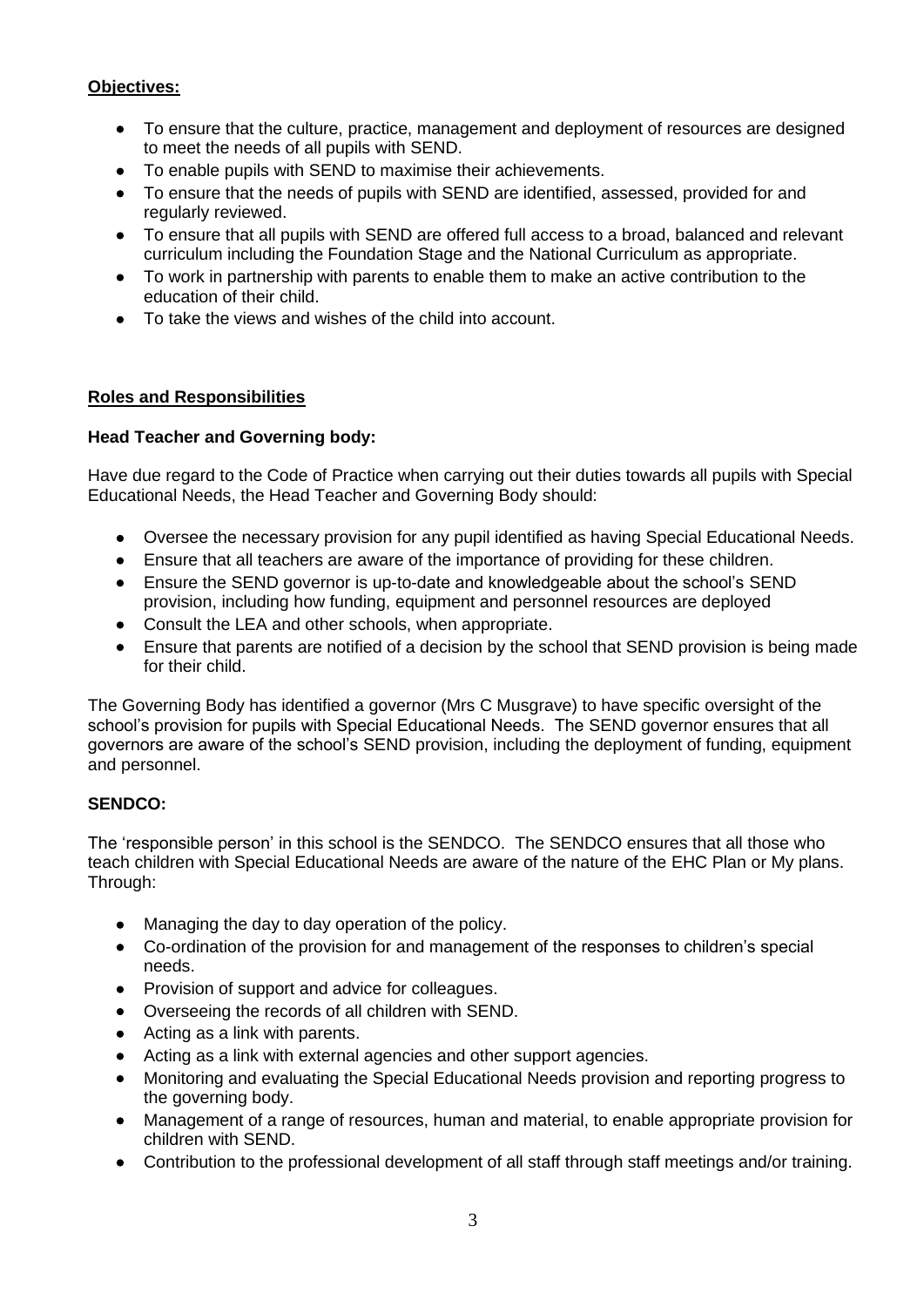**Objectives:**

- To ensure that the culture, practice, management and deployment of resources are designed to meet the needs of all pupils with SEND.
- To enable pupils with SEND to maximise their achievements.
- To ensure that the needs of pupils with SEND are identified, assessed, provided for and regularly reviewed.
- To ensure that all pupils with SEND are offered full access to a broad, balanced and relevant curriculum including the Foundation Stage and the National Curriculum as appropriate.
- To work in partnership with parents to enable them to make an active contribution to the education of their child.
- To take the views and wishes of the child into account.

**Roles and Responsibilities**

**Head Teacher and Governing body:**

Have due regard to the Code of Practice when carrying out their duties towards all pupils with Special Educational Needs, the Head Teacher and Governing Body should:

- Oversee the necessary provision for any pupil identified as having Special Educational Needs.
- Ensure that all teachers are aware of the importance of providing for these children.
- Ensure the SEND governor is up-to-date and knowledgeable about the school's SEND provision, including how funding, equipment and personnel resources are deployed
- Consult the LEA and other schools, when appropriate.
- Ensure that parents are notified of a decision by the school that SEND provision is being made for their child.

The Governing Body has identified a governor (Mrs C Musgrave) to have specific oversight of the school's provision for pupils with Special Educational Needs. The SEND governor ensures that all governors are aware of the school's SEND provision, including the deployment of funding, equipment and personnel.

**SENDCO:**

The 'responsible person' in this school is the SENDCO. The SENDCO ensures that all those who teach children with Special Educational Needs are aware of the nature of the EHC Plan or My plans. Through:

- Managing the day to day operation of the policy.
- Co-ordination of the provision for and management of the responses to children's special needs.
- Provision of support and advice for colleagues.
- Overseeing the records of all children with SEND.
- Acting as a link with parents.
- Acting as a link with external agencies and other support agencies.
- Monitoring and evaluating the Special Educational Needs provision and reporting progress to the governing body.
- Management of a range of resources, human and material, to enable appropriate provision for children with SEND.
- Contribution to the professional development of all staff through staff meetings and/or training.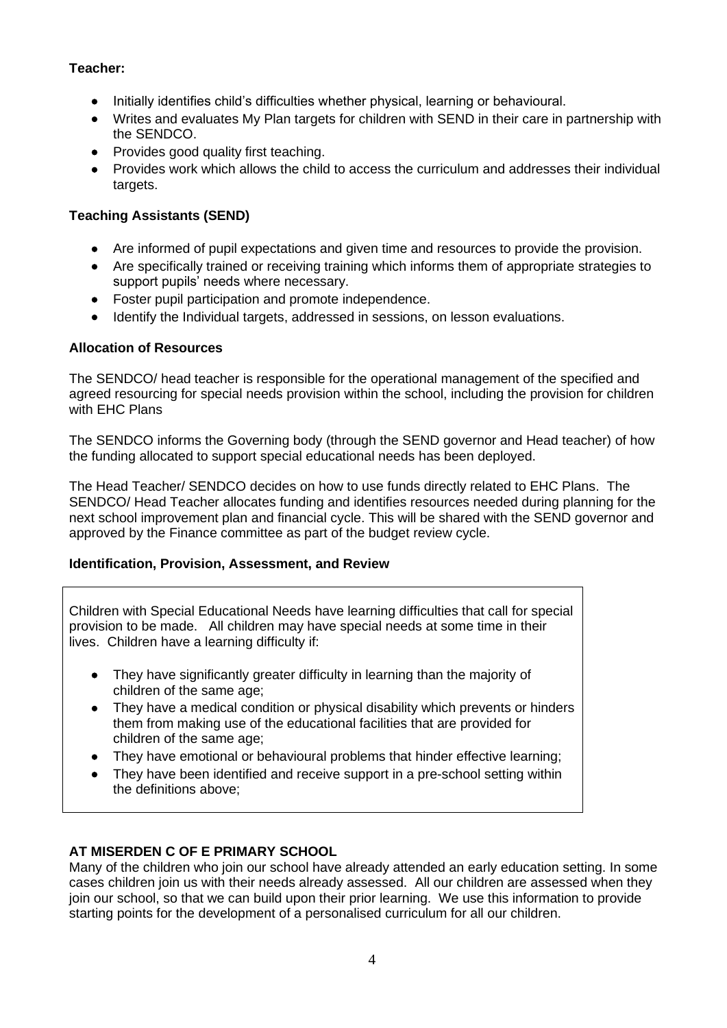**Teacher:**

- Initially identifies child's difficulties whether physical, learning or behavioural.
- Writes and evaluates My Plan targets for children with SEND in their care in partnership with the SENDCO.
- Provides good quality first teaching.
- Provides work which allows the child to access the curriculum and addresses their individual targets.

**Teaching Assistants (SEND)**

- Are informed of pupil expectations and given time and resources to provide the provision.
- Are specifically trained or receiving training which informs them of appropriate strategies to support pupils' needs where necessary.
- Foster pupil participation and promote independence.
- Identify the Individual targets, addressed in sessions, on lesson evaluations.

**Allocation of Resources**

The SENDCO/ head teacher is responsible for the operational management of the specified and agreed resourcing for special needs provision within the school, including the provision for children with EHC Plans

The SENDCO informs the Governing body (through the SEND governor and Head teacher) of how the funding allocated to support special educational needs has been deployed.

The Head Teacher/ SENDCO decides on how to use funds directly related to EHC Plans. The SENDCO/ Head Teacher allocates funding and identifies resources needed during planning for the next school improvement plan and financial cycle. This will be shared with the SEND governor and approved by the Finance committee as part of the budget review cycle.

**Identification, Provision, Assessment, and Review**

Children with Special Educational Needs have learning difficulties that call for special provision to be made. All children may have special needs at some time in their lives. Children have a learning difficulty if:

- They have significantly greater difficulty in learning than the majority of children of the same age;
- They have a medical condition or physical disability which prevents or hinders them from making use of the educational facilities that are provided for children of the same age;
- They have emotional or behavioural problems that hinder effective learning;
- They have been identified and receive support in a pre-school setting within the definitions above;

**AT MISERDEN C OF E PRIMARY SCHOOL**

Many of the children who join our school have already attended an early education setting. In some cases children join us with their needs already assessed. All our children are assessed when they join our school, so that we can build upon their prior learning. We use this information to provide starting points for the development of a personalised curriculum for all our children.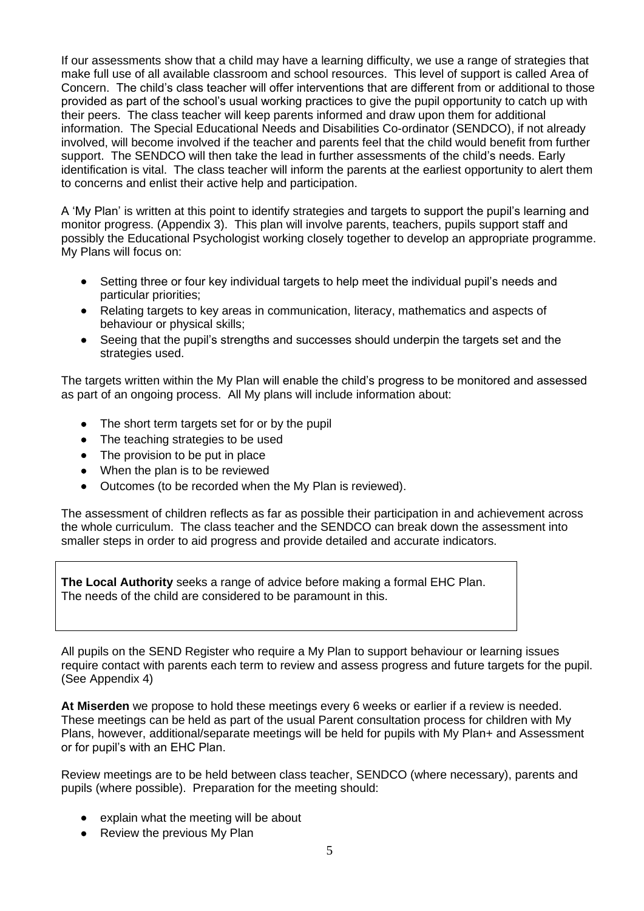If our assessments show that a child may have a learning difficulty, we use a range of strategies that make full use of all available classroom and school resources. This level of support is called Area of Concern. The child's class teacher will offer interventions that are different from or additional to those provided as part of the school's usual working practices to give the pupil opportunity to catch up with their peers. The class teacher will keep parents informed and draw upon them for additional information. The Special Educational Needs and Disabilities Co-ordinator (SENDCO), if not already involved, will become involved if the teacher and parents feel that the child would benefit from further support. The SENDCO will then take the lead in further assessments of the child's needs. Early identification is vital. The class teacher will inform the parents at the earliest opportunity to alert them to concerns and enlist their active help and participation.

A 'My Plan' is written at this point to identify strategies and targets to support the pupil's learning and monitor progress. (Appendix 3). This plan will involve parents, teachers, pupils support staff and possibly the Educational Psychologist working closely together to develop an appropriate programme. My Plans will focus on:

- Setting three or four key individual targets to help meet the individual pupil's needs and particular priorities;
- Relating targets to key areas in communication, literacy, mathematics and aspects of behaviour or physical skills;
- Seeing that the pupil's strengths and successes should underpin the targets set and the strategies used.

The targets written within the My Plan will enable the child's progress to be monitored and assessed as part of an ongoing process. All My plans will include information about:

- The short term targets set for or by the pupil
- The teaching strategies to be used
- The provision to be put in place
- When the plan is to be reviewed
- Outcomes (to be recorded when the My Plan is reviewed).

The assessment of children reflects as far as possible their participation in and achievement across the whole curriculum. The class teacher and the SENDCO can break down the assessment into smaller steps in order to aid progress and provide detailed and accurate indicators.

**The Local Authority** seeks a range of advice before making a formal EHC Plan. The needs of the child are considered to be paramount in this.

All pupils on the SEND Register who require a My Plan to support behaviour or learning issues require contact with parents each term to review and assess progress and future targets for the pupil. (See Appendix 4)

**At Miserden** we propose to hold these meetings every 6 weeks or earlier if a review is needed. These meetings can be held as part of the usual Parent consultation process for children with My Plans, however, additional/separate meetings will be held for pupils with My Plan+ and Assessment or for pupil's with an EHC Plan.

Review meetings are to be held between class teacher, SENDCO (where necessary), parents and pupils (where possible). Preparation for the meeting should:

- explain what the meeting will be about
- Review the previous My Plan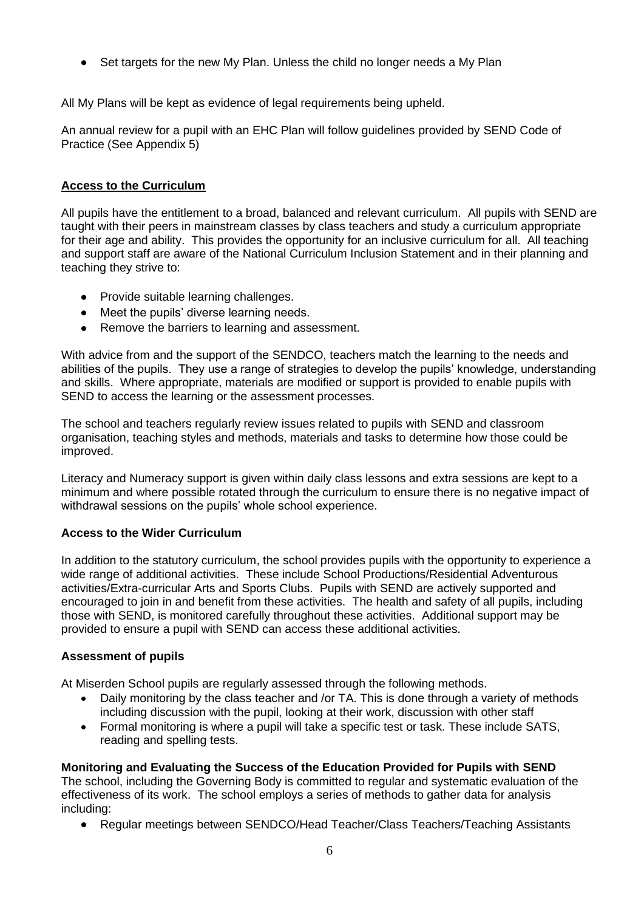- Set targets for the new My Plan. Unless the child no longer needs a My Plan

All My Plans will be kept as evidence of legal requirements being upheld.

An annual review for a pupil with an EHC Plan will follow guidelines provided by SEND Code of Practice (See Appendix 5)

## Access to the Curriculum

All pupils have the entitlement to a broad, balanced and relevant curriculum. All pupils with SEND are taught with their peers in mainstream classes by class teachers and study a curriculum appropriate for their age and ability. This provides the opportunity for an inclusive curriculum for all. All teaching and support staff are aware of the National Curriculum Inclusion Statement and in their planning and teaching they strive to:

- Provide suitable learning challenges.
- Meet the pupils' diverse learning needs.
- Remove the barriers to learning and assessment.

With advice from and the support of the SENDCO, teachers match the learning to the needs and abilities of the pupils. They use a range of strategies to develop the pupils' knowledge, understanding and skills. Where appropriate, materials are modified or support is provided to enable pupils with SEND to access the learning or the assessment processes.

The school and teachers regularly review issues related to pupils with SEND and classroom organisation, teaching styles and methods, materials and tasks to determine how those could be improved.

Literacy and Numeracy support is given within daily class lessons and extra sessions are kept to a minimum and where possible rotated through the curriculum to ensure there is no negative impact of withdrawal sessions on the pupils' whole school experience.

### Access to the Wider Curriculum

In addition to the statutory curriculum, the school provides pupils with the opportunity to experience a wide range of additional activities. These include School Productions/Residential Adventurous activities/Extra-curricular Arts and Sports Clubs. Pupils with SEND are actively supported and encouraged to join in and benefit from these activities. The health and safety of all pupils, including those with SEND, is monitored carefully throughout these activities. Additional support may be provided to ensure a pupil with SEND can access these additional activities.

### Assessment of pupils

At Miserden School pupils are regularly assessed through the following methods.

- Daily monitoring by the class teacher and /or TA. This is done through a variety of methods including discussion with the pupil, looking at their work, discussion with other staff
- Formal monitoring is where a pupil will take a specific test or task. These include SATS, reading and spelling tests.

### Monitoring and Evaluating the Success of the Education Provided for Pupils with SEND

The school, including the Governing Body is committed to regular and systematic evaluation of the effectiveness of its work. The school employs a series of methods to gather data for analysis including:

- Regular meetings between SENDCO/Head Teacher/Class Teachers/Teaching Assistants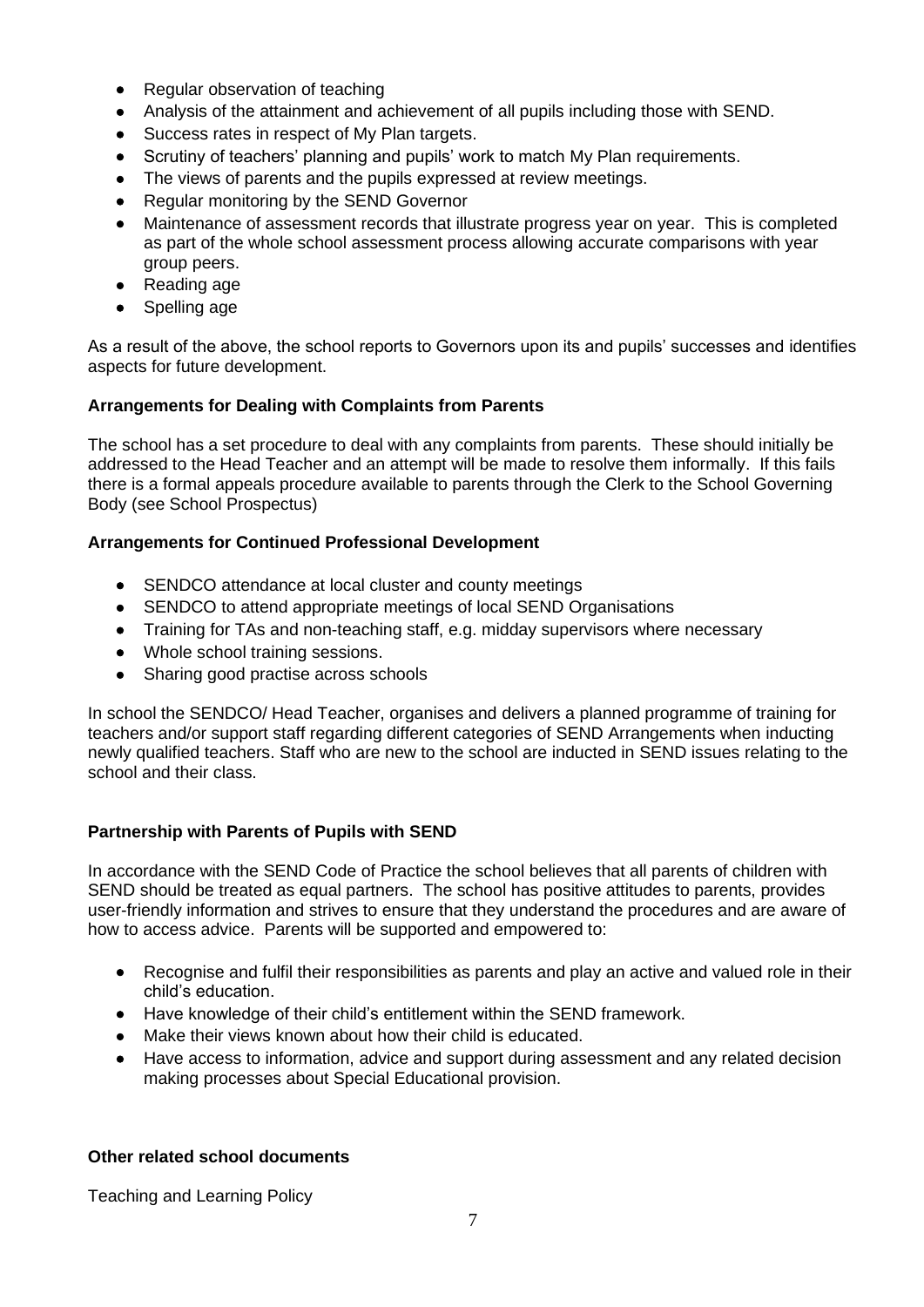- Regular observation of teaching
- Analysis of the attainment and achievement of all pupils including those with SEND.
- Success rates in respect of My Plan targets.
- Scrutiny of teachers' planning and pupils' work to match My Plan requirements.
- The views of parents and the pupils expressed at review meetings.
- Regular monitoring by the SEND Governor
- Maintenance of assessment records that illustrate progress year on year. This is completed as part of the whole school assessment process allowing accurate comparisons with year group peers.
- Reading age
- Spelling age

As a result of the above, the school reports to Governors upon its and pupils' successes and identifies aspects for future development.

**Arrangements for Dealing with Complaints from Parents**

The school has a set procedure to deal with any complaints from parents. These should initially be addressed to the Head Teacher and an attempt will be made to resolve them informally. If this fails there is a formal appeals procedure available to parents through the Clerk to the School Governing Body (see School Prospectus)

**Arrangements for Continued Professional Development**

- SENDCO attendance at local cluster and county meetings
- SENDCO to attend appropriate meetings of local SEND Organisations
- Training for TAs and non-teaching staff, e.g. midday supervisors where necessary
- Whole school training sessions.
- Sharing good practise across schools

In school the SENDCO/ Head Teacher, organises and delivers a planned programme of training for teachers and/or support staff regarding different categories of SEND Arrangements when inducting newly qualified teachers. Staff who are new to the school are inducted in SEND issues relating to the school and their class.

**Partnership with Parents of Pupils with SEND**

In accordance with the SEND Code of Practice the school believes that all parents of children with SEND should be treated as equal partners. The school has positive attitudes to parents, provides user-friendly information and strives to ensure that they understand the procedures and are aware of how to access advice. Parents will be supported and empowered to:

- Recognise and fulfil their responsibilities as parents and play an active and valued role in their child's education.
- Have knowledge of their child's entitlement within the SEND framework.
- Make their views known about how their child is educated.
- Have access to information, advice and support during assessment and any related decision making processes about Special Educational provision.

**Other related school documents**

Teaching and Learning Policy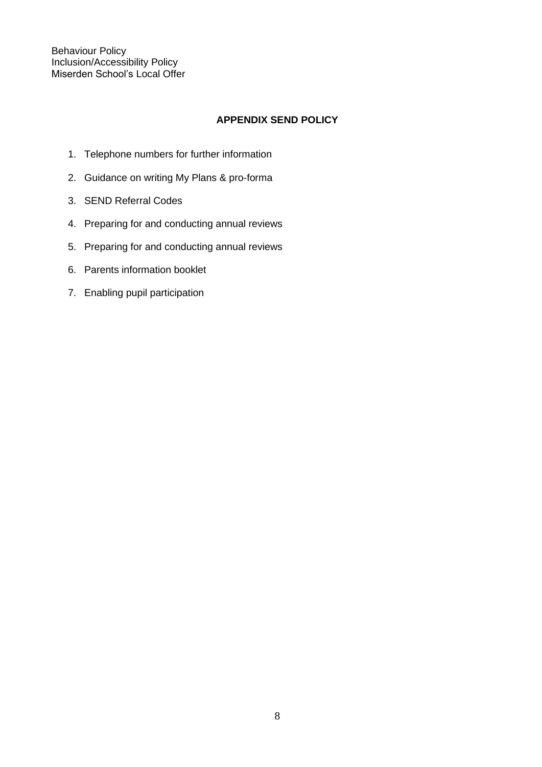Behaviour Policy
Inclusion/Accessibility Policy
Miserden School's Local Offer

## APPENDIX SEND POLICY

1. Telephone numbers for further information
2. Guidance on writing My Plans & pro-forma
3. SEND Referral Codes
4. Preparing for and conducting annual reviews
5. Preparing for and conducting annual reviews
6. Parents information booklet
7. Enabling pupil participation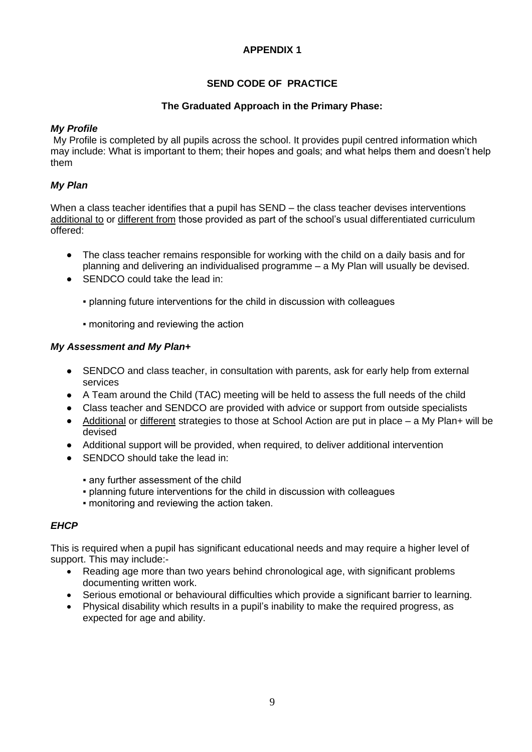**APPENDIX 1**

**SEND CODE OF PRACTICE**

**The Graduated Approach in the Primary Phase:**

***My Profile***

My Profile is completed by all pupils across the school. It provides pupil centred information which may include: What is important to them; their hopes and goals; and what helps them and doesn't help them

***My Plan***

When a class teacher identifies that a pupil has SEND – the class teacher devises interventions <u>additional to</u> or <u>different from</u> those provided as part of the school's usual differentiated curriculum offered:

- The class teacher remains responsible for working with the child on a daily basis and for planning and delivering an individualised programme – a My Plan will usually be devised.
- SENDCO could take the lead in:
  - planning future interventions for the child in discussion with colleagues
  - monitoring and reviewing the action

***My Assessment and My Plan+***

- SENDCO and class teacher, in consultation with parents, ask for early help from external services
- A Team around the Child (TAC) meeting will be held to assess the full needs of the child
- Class teacher and SENDCO are provided with advice or support from outside specialists
- <u>Additional</u> or <u>different</u> strategies to those at School Action are put in place – a My Plan+ will be devised
- Additional support will be provided, when required, to deliver additional intervention
- SENDCO should take the lead in:
  - any further assessment of the child
  - planning future interventions for the child in discussion with colleagues
  - monitoring and reviewing the action taken.

***EHCP***

This is required when a pupil has significant educational needs and may require a higher level of support. This may include:-

- Reading age more than two years behind chronological age, with significant problems documenting written work.
- Serious emotional or behavioural difficulties which provide a significant barrier to learning.
- Physical disability which results in a pupil's inability to make the required progress, as expected for age and ability.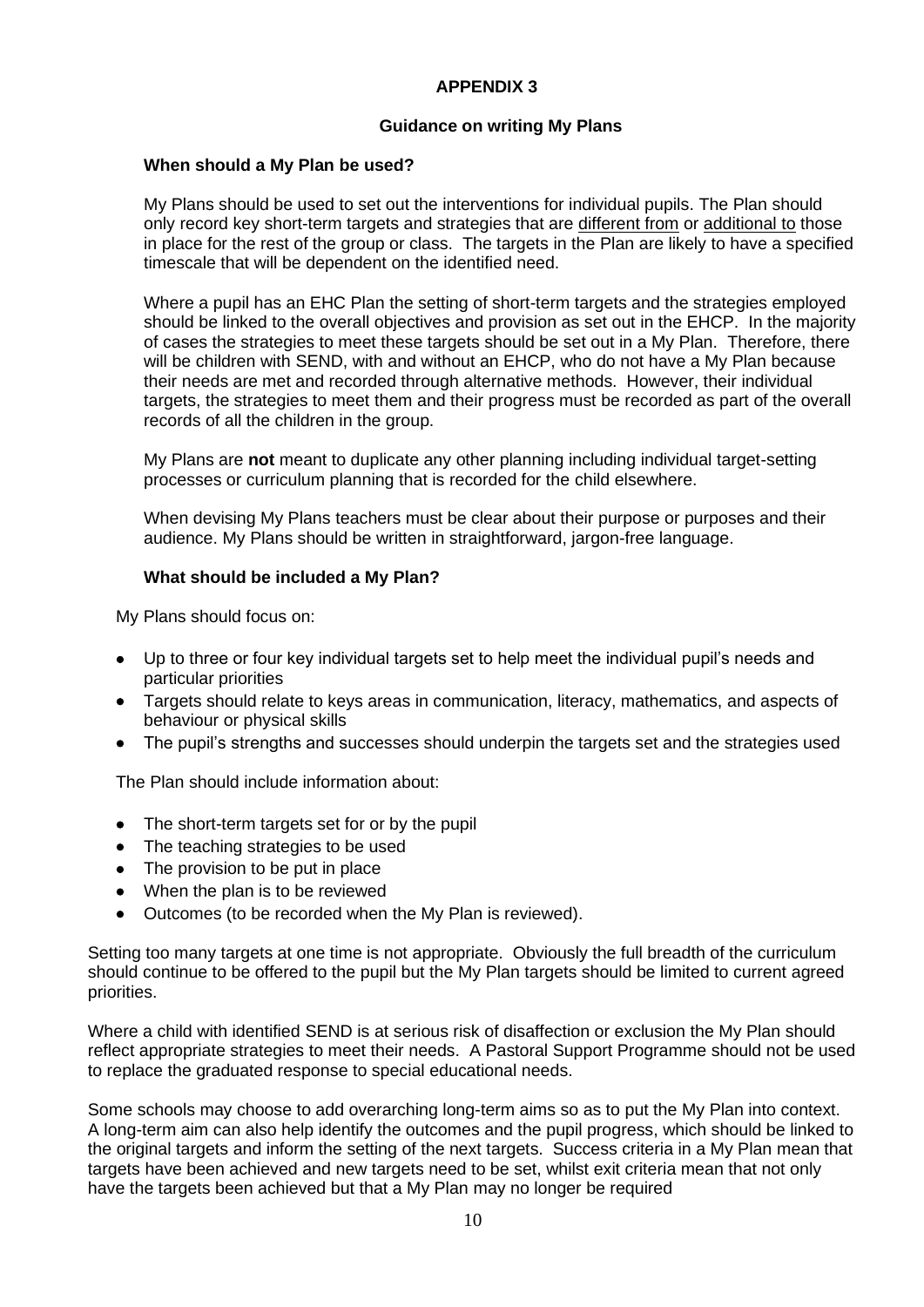## APPENDIX 3

### Guidance on writing My Plans

**When should a My Plan be used?**

My Plans should be used to set out the interventions for individual pupils. The Plan should only record key short-term targets and strategies that are different from or additional to those in place for the rest of the group or class. The targets in the Plan are likely to have a specified timescale that will be dependent on the identified need.

Where a pupil has an EHC Plan the setting of short-term targets and the strategies employed should be linked to the overall objectives and provision as set out in the EHCP. In the majority of cases the strategies to meet these targets should be set out in a My Plan. Therefore, there will be children with SEND, with and without an EHCP, who do not have a My Plan because their needs are met and recorded through alternative methods. However, their individual targets, the strategies to meet them and their progress must be recorded as part of the overall records of all the children in the group.

My Plans are **not** meant to duplicate any other planning including individual target-setting processes or curriculum planning that is recorded for the child elsewhere.

When devising My Plans teachers must be clear about their purpose or purposes and their audience. My Plans should be written in straightforward, jargon-free language.

**What should be included a My Plan?**

My Plans should focus on:

- Up to three or four key individual targets set to help meet the individual pupil's needs and particular priorities
- Targets should relate to keys areas in communication, literacy, mathematics, and aspects of behaviour or physical skills
- The pupil's strengths and successes should underpin the targets set and the strategies used

The Plan should include information about:

- The short-term targets set for or by the pupil
- The teaching strategies to be used
- The provision to be put in place
- When the plan is to be reviewed
- Outcomes (to be recorded when the My Plan is reviewed).

Setting too many targets at one time is not appropriate. Obviously the full breadth of the curriculum should continue to be offered to the pupil but the My Plan targets should be limited to current agreed priorities.

Where a child with identified SEND is at serious risk of disaffection or exclusion the My Plan should reflect appropriate strategies to meet their needs. A Pastoral Support Programme should not be used to replace the graduated response to special educational needs.

Some schools may choose to add overarching long-term aims so as to put the My Plan into context. A long-term aim can also help identify the outcomes and the pupil progress, which should be linked to the original targets and inform the setting of the next targets. Success criteria in a My Plan mean that targets have been achieved and new targets need to be set, whilst exit criteria mean that not only have the targets been achieved but that a My Plan may no longer be required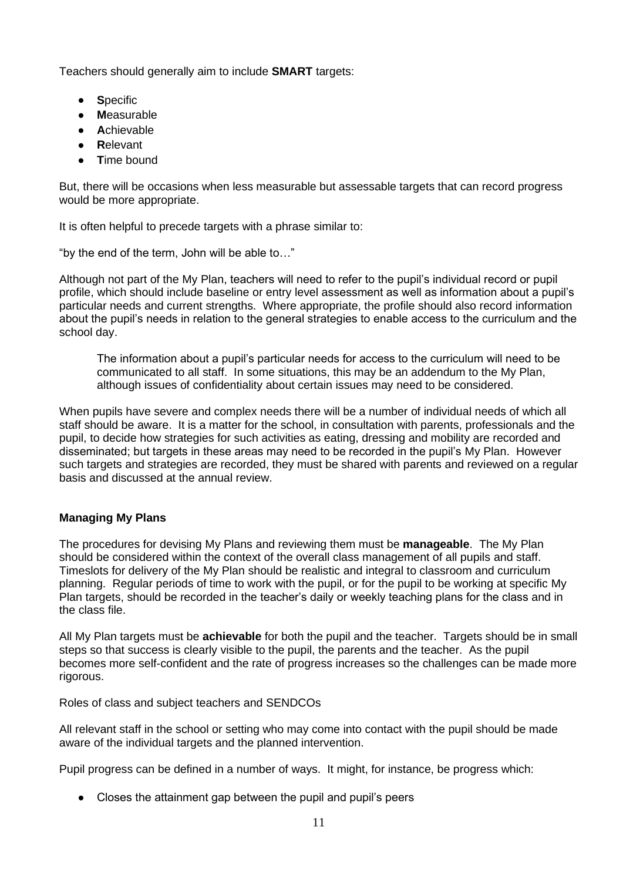Teachers should generally aim to include **SMART** targets:

- **S**pecific
- **M**easurable
- **A**chievable
- **R**elevant
- **T**ime bound

But, there will be occasions when less measurable but assessable targets that can record progress would be more appropriate.

It is often helpful to precede targets with a phrase similar to:

"by the end of the term, John will be able to…"

Although not part of the My Plan, teachers will need to refer to the pupil's individual record or pupil profile, which should include baseline or entry level assessment as well as information about a pupil's particular needs and current strengths. Where appropriate, the profile should also record information about the pupil's needs in relation to the general strategies to enable access to the curriculum and the school day.

> The information about a pupil's particular needs for access to the curriculum will need to be communicated to all staff. In some situations, this may be an addendum to the My Plan, although issues of confidentiality about certain issues may need to be considered.

When pupils have severe and complex needs there will be a number of individual needs of which all staff should be aware. It is a matter for the school, in consultation with parents, professionals and the pupil, to decide how strategies for such activities as eating, dressing and mobility are recorded and disseminated; but targets in these areas may need to be recorded in the pupil's My Plan. However such targets and strategies are recorded, they must be shared with parents and reviewed on a regular basis and discussed at the annual review.

**Managing My Plans**

The procedures for devising My Plans and reviewing them must be **manageable**. The My Plan should be considered within the context of the overall class management of all pupils and staff. Timeslots for delivery of the My Plan should be realistic and integral to classroom and curriculum planning. Regular periods of time to work with the pupil, or for the pupil to be working at specific My Plan targets, should be recorded in the teacher's daily or weekly teaching plans for the class and in the class file.

All My Plan targets must be **achievable** for both the pupil and the teacher. Targets should be in small steps so that success is clearly visible to the pupil, the parents and the teacher. As the pupil becomes more self-confident and the rate of progress increases so the challenges can be made more rigorous.

Roles of class and subject teachers and SENDCOs

All relevant staff in the school or setting who may come into contact with the pupil should be made aware of the individual targets and the planned intervention.

Pupil progress can be defined in a number of ways. It might, for instance, be progress which:

- Closes the attainment gap between the pupil and pupil's peers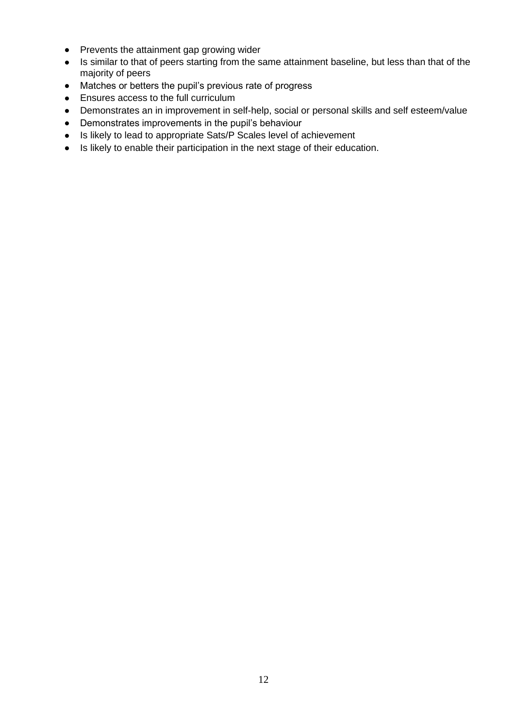- Prevents the attainment gap growing wider
- Is similar to that of peers starting from the same attainment baseline, but less than that of the majority of peers
- Matches or betters the pupil's previous rate of progress
- Ensures access to the full curriculum
- Demonstrates an in improvement in self-help, social or personal skills and self esteem/value
- Demonstrates improvements in the pupil's behaviour
- Is likely to lead to appropriate Sats/P Scales level of achievement
- Is likely to enable their participation in the next stage of their education.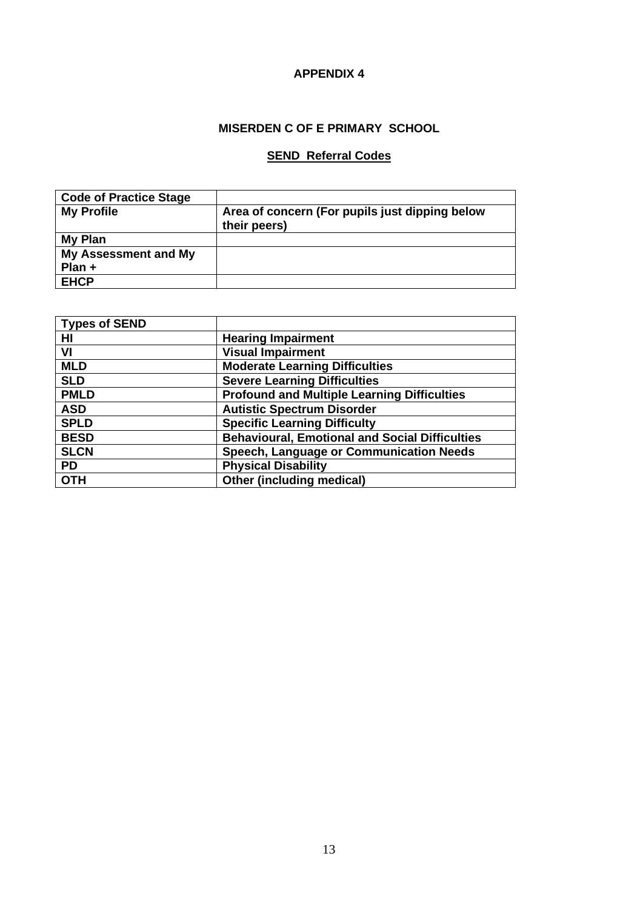**APPENDIX 4**

**MISERDEN C OF E PRIMARY SCHOOL**

**SEND Referral Codes**

| Code of Practice Stage | |
|---|---|
| My Profile | Area of concern (For pupils just dipping below their peers) |
| My Plan | |
| My Assessment and My Plan + | |
| EHCP | |

| Types of SEND | |
|---|---|
| HI | Hearing Impairment |
| VI | Visual Impairment |
| MLD | Moderate Learning Difficulties |
| SLD | Severe Learning Difficulties |
| PMLD | Profound and Multiple Learning Difficulties |
| ASD | Autistic Spectrum Disorder |
| SPLD | Specific Learning Difficulty |
| BESD | Behavioural, Emotional and Social Difficulties |
| SLCN | Speech, Language or Communication Needs |
| PD | Physical Disability |
| OTH | Other (including medical) |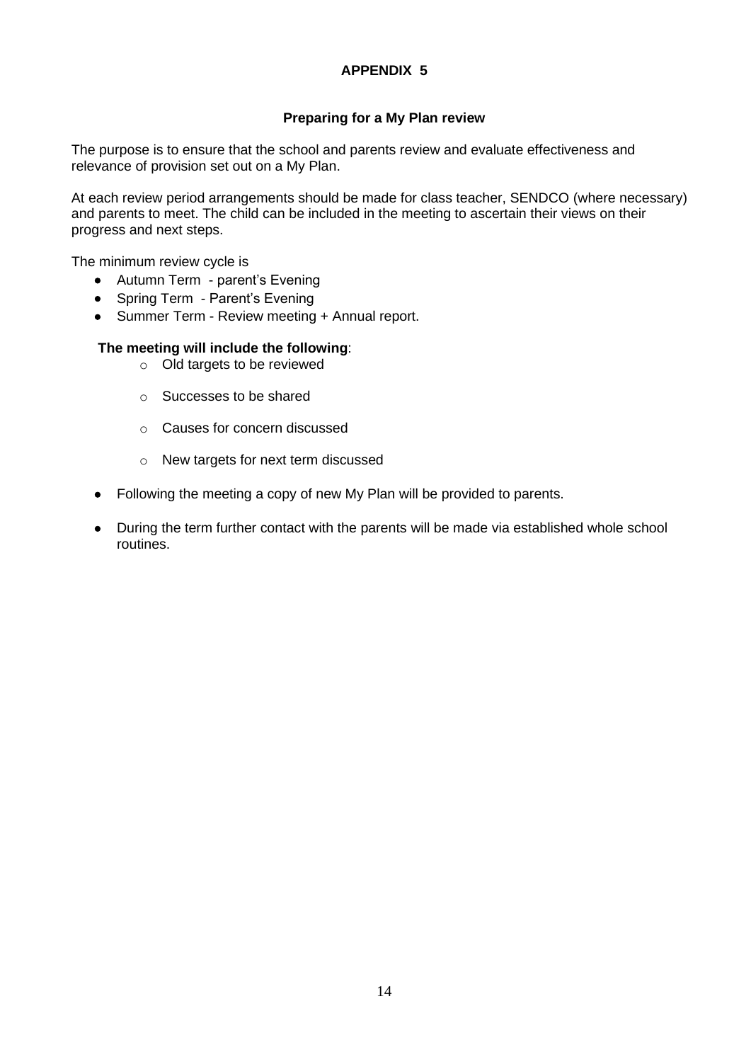# APPENDIX 5

## Preparing for a My Plan review

The purpose is to ensure that the school and parents review and evaluate effectiveness and relevance of provision set out on a My Plan.

At each review period arrangements should be made for class teacher, SENDCO (where necessary) and parents to meet. The child can be included in the meeting to ascertain their views on their progress and next steps.

The minimum review cycle is

- Autumn Term - parent's Evening
- Spring Term - Parent's Evening
- Summer Term - Review meeting + Annual report.

**The meeting will include the following**:

- Old targets to be reviewed
- Successes to be shared
- Causes for concern discussed
- New targets for next term discussed

- Following the meeting a copy of new My Plan will be provided to parents.
- During the term further contact with the parents will be made via established whole school routines.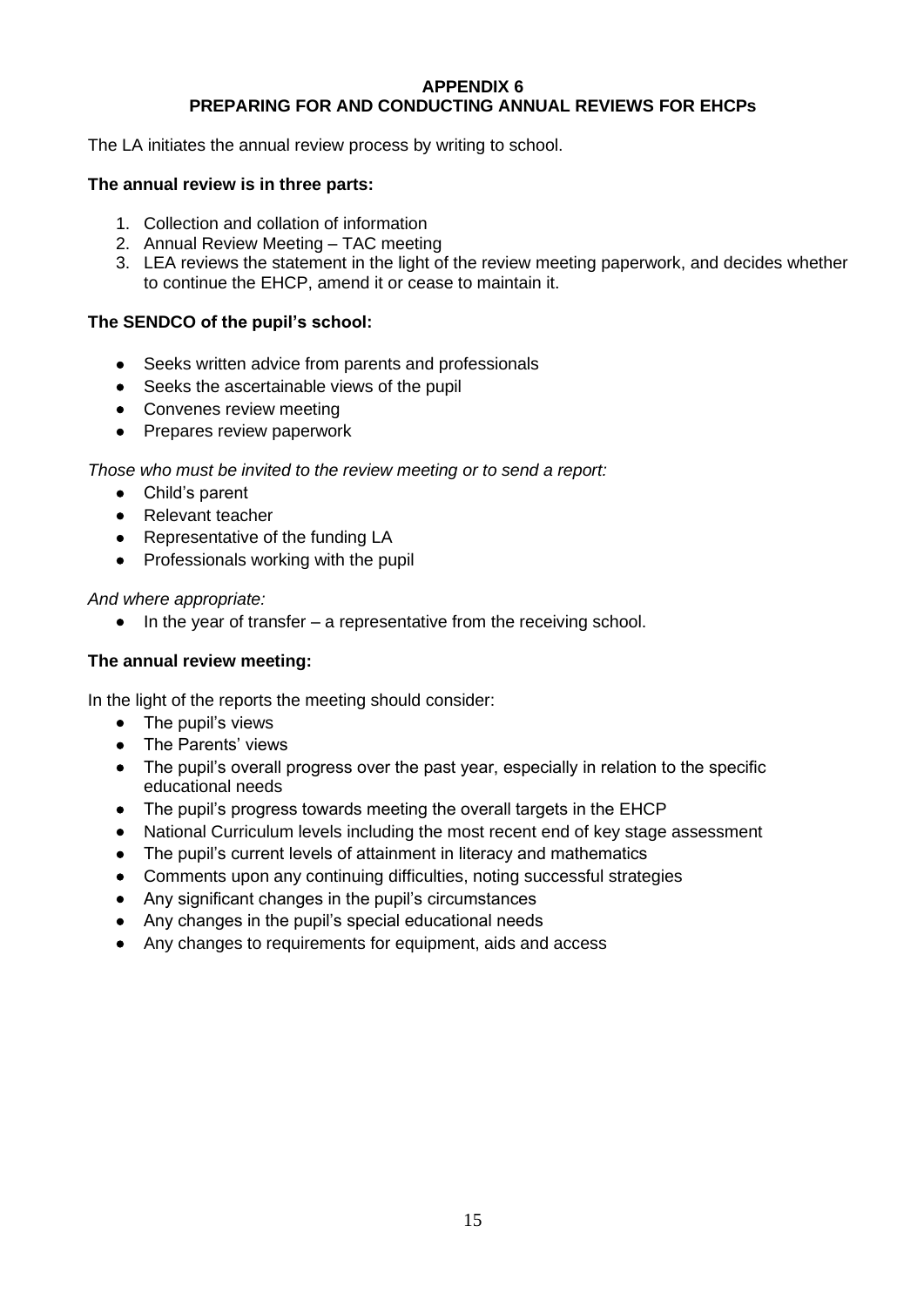# APPENDIX 6
## PREPARING FOR AND CONDUCTING ANNUAL REVIEWS FOR EHCPs

The LA initiates the annual review process by writing to school.

**The annual review is in three parts:**

1. Collection and collation of information
2. Annual Review Meeting – TAC meeting
3. LEA reviews the statement in the light of the review meeting paperwork, and decides whether to continue the EHCP, amend it or cease to maintain it.

**The SENDCO of the pupil's school:**

- Seeks written advice from parents and professionals
- Seeks the ascertainable views of the pupil
- Convenes review meeting
- Prepares review paperwork

*Those who must be invited to the review meeting or to send a report:*

- Child's parent
- Relevant teacher
- Representative of the funding LA
- Professionals working with the pupil

*And where appropriate:*

- In the year of transfer – a representative from the receiving school.

**The annual review meeting:**

In the light of the reports the meeting should consider:

- The pupil's views
- The Parents' views
- The pupil's overall progress over the past year, especially in relation to the specific educational needs
- The pupil's progress towards meeting the overall targets in the EHCP
- National Curriculum levels including the most recent end of key stage assessment
- The pupil's current levels of attainment in literacy and mathematics
- Comments upon any continuing difficulties, noting successful strategies
- Any significant changes in the pupil's circumstances
- Any changes in the pupil's special educational needs
- Any changes to requirements for equipment, aids and access